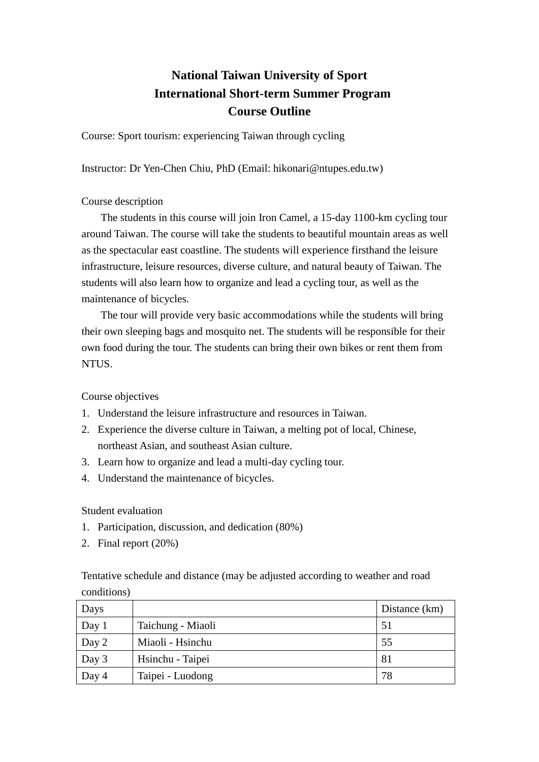# National Taiwan University of Sport
# International Short-term Summer Program
# Course Outline

Course: Sport tourism: experiencing Taiwan through cycling

Instructor: Dr Yen-Chen Chiu, PhD (Email: hikonari@ntupes.edu.tw)

Course description

The students in this course will join Iron Camel, a 15-day 1100-km cycling tour around Taiwan. The course will take the students to beautiful mountain areas as well as the spectacular east coastline. The students will experience firsthand the leisure infrastructure, leisure resources, diverse culture, and natural beauty of Taiwan. The students will also learn how to organize and lead a cycling tour, as well as the maintenance of bicycles.

The tour will provide very basic accommodations while the students will bring their own sleeping bags and mosquito net. The students will be responsible for their own food during the tour. The students can bring their own bikes or rent them from NTUS.

Course objectives

1. Understand the leisure infrastructure and resources in Taiwan.
2. Experience the diverse culture in Taiwan, a melting pot of local, Chinese, northeast Asian, and southeast Asian culture.
3. Learn how to organize and lead a multi-day cycling tour.
4. Understand the maintenance of bicycles.

Student evaluation

1. Participation, discussion, and dedication (80%)
2. Final report (20%)

Tentative schedule and distance (may be adjusted according to weather and road conditions)

| Days | | Distance (km) |
|---|---|---|
| Day 1 | Taichung - Miaoli | 51 |
| Day 2 | Miaoli - Hsinchu | 55 |
| Day 3 | Hsinchu - Taipei | 81 |
| Day 4 | Taipei - Luodong | 78 |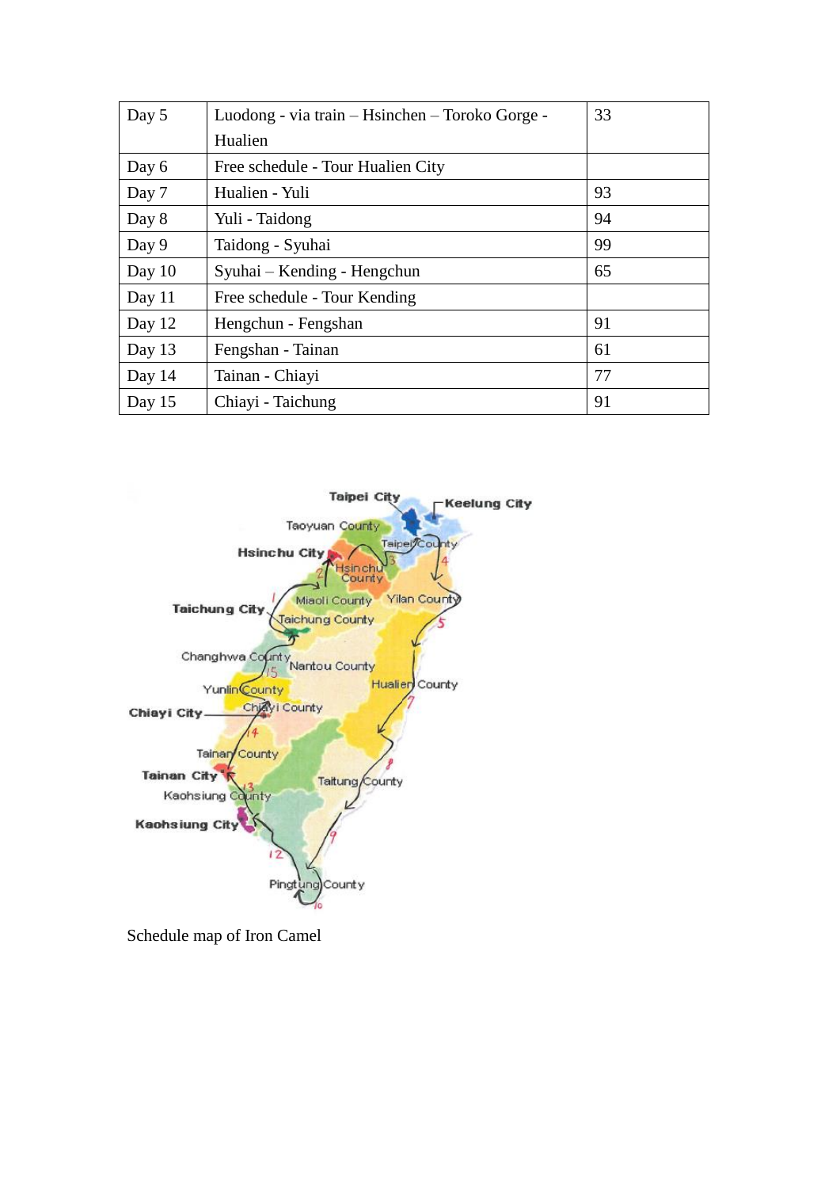| | | |
|---|---|---|
| Day 5 | Luodong - via train – Hsinchen – Toroko Gorge - Hualien | 33 |
| Day 6 | Free schedule - Tour Hualien City | |
| Day 7 | Hualien - Yuli | 93 |
| Day 8 | Yuli - Taidong | 94 |
| Day 9 | Taidong - Syuhai | 99 |
| Day 10 | Syuhai – Kending - Hengchun | 65 |
| Day 11 | Free schedule - Tour Kending | |
| Day 12 | Hengchun - Fengshan | 91 |
| Day 13 | Fengshan - Tainan | 61 |
| Day 14 | Tainan - Chiayi | 77 |
| Day 15 | Chiayi - Taichung | 91 |

Taipei City
Keelung City
Taoyuan County
Taipei County
Hsinchu City
Hsinchu County
Miaoli County
Yilan County
Taichung City
Taichung County
Changhwa County
Nantou County
Hualien County
Yunlin County
Chiayi City
Chiayi County
Tainan County
Tainan City
Taitung County
Kaohsiung County
Kaohsiung City
Pingtung County

Schedule map of Iron Camel